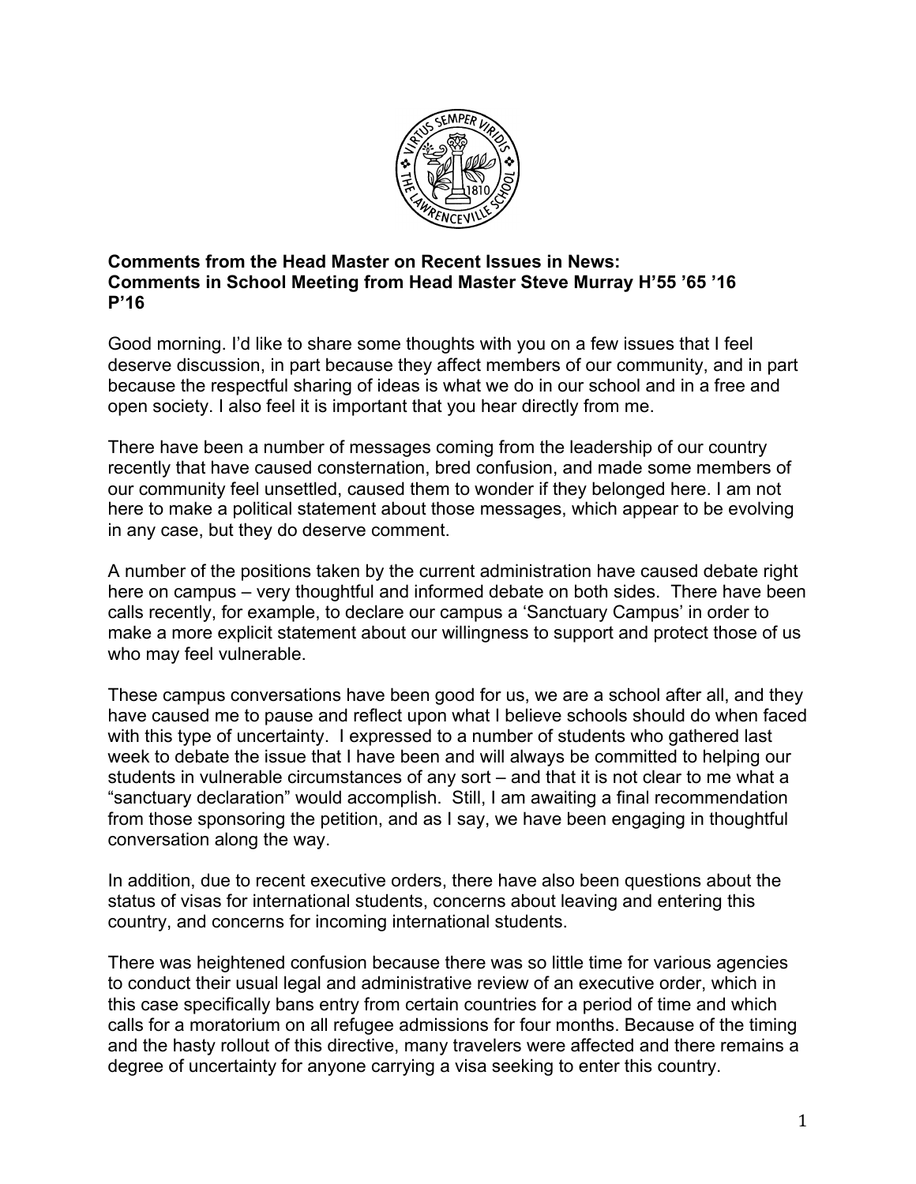**Comments from the Head Master on Recent Issues in News:**
**Comments in School Meeting from Head Master Steve Murray H'55 '65 '16 P'16**

Good morning. I'd like to share some thoughts with you on a few issues that I feel deserve discussion, in part because they affect members of our community, and in part because the respectful sharing of ideas is what we do in our school and in a free and open society. I also feel it is important that you hear directly from me.

There have been a number of messages coming from the leadership of our country recently that have caused consternation, bred confusion, and made some members of our community feel unsettled, caused them to wonder if they belonged here. I am not here to make a political statement about those messages, which appear to be evolving in any case, but they do deserve comment.

A number of the positions taken by the current administration have caused debate right here on campus – very thoughtful and informed debate on both sides. There have been calls recently, for example, to declare our campus a 'Sanctuary Campus' in order to make a more explicit statement about our willingness to support and protect those of us who may feel vulnerable.

These campus conversations have been good for us, we are a school after all, and they have caused me to pause and reflect upon what I believe schools should do when faced with this type of uncertainty. I expressed to a number of students who gathered last week to debate the issue that I have been and will always be committed to helping our students in vulnerable circumstances of any sort – and that it is not clear to me what a "sanctuary declaration" would accomplish. Still, I am awaiting a final recommendation from those sponsoring the petition, and as I say, we have been engaging in thoughtful conversation along the way.

In addition, due to recent executive orders, there have also been questions about the status of visas for international students, concerns about leaving and entering this country, and concerns for incoming international students.

There was heightened confusion because there was so little time for various agencies to conduct their usual legal and administrative review of an executive order, which in this case specifically bans entry from certain countries for a period of time and which calls for a moratorium on all refugee admissions for four months. Because of the timing and the hasty rollout of this directive, many travelers were affected and there remains a degree of uncertainty for anyone carrying a visa seeking to enter this country.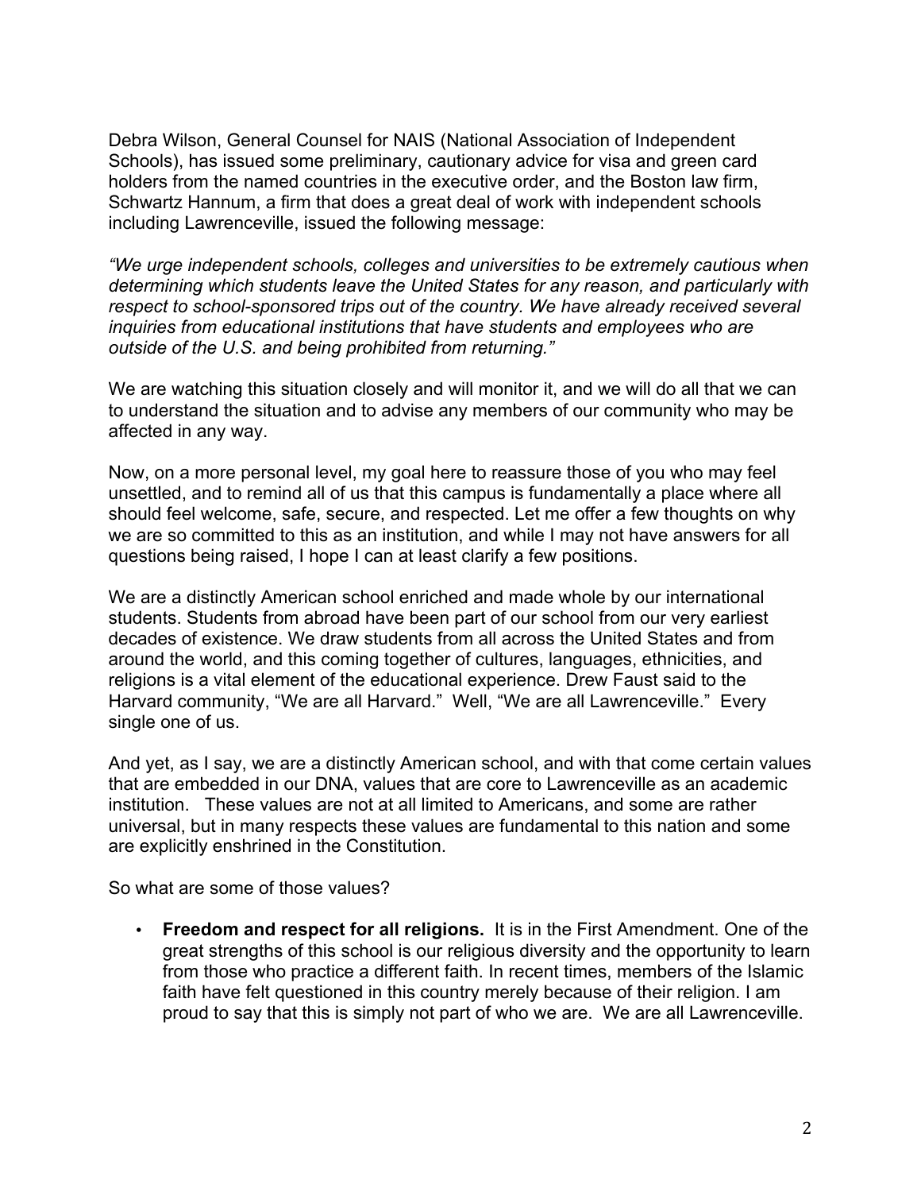Debra Wilson, General Counsel for NAIS (National Association of Independent Schools), has issued some preliminary, cautionary advice for visa and green card holders from the named countries in the executive order, and the Boston law firm, Schwartz Hannum, a firm that does a great deal of work with independent schools including Lawrenceville, issued the following message:

*"We urge independent schools, colleges and universities to be extremely cautious when determining which students leave the United States for any reason, and particularly with respect to school-sponsored trips out of the country. We have already received several inquiries from educational institutions that have students and employees who are outside of the U.S. and being prohibited from returning."*

We are watching this situation closely and will monitor it, and we will do all that we can to understand the situation and to advise any members of our community who may be affected in any way.

Now, on a more personal level, my goal here to reassure those of you who may feel unsettled, and to remind all of us that this campus is fundamentally a place where all should feel welcome, safe, secure, and respected. Let me offer a few thoughts on why we are so committed to this as an institution, and while I may not have answers for all questions being raised, I hope I can at least clarify a few positions.

We are a distinctly American school enriched and made whole by our international students. Students from abroad have been part of our school from our very earliest decades of existence. We draw students from all across the United States and from around the world, and this coming together of cultures, languages, ethnicities, and religions is a vital element of the educational experience. Drew Faust said to the Harvard community, "We are all Harvard." Well, "We are all Lawrenceville." Every single one of us.

And yet, as I say, we are a distinctly American school, and with that come certain values that are embedded in our DNA, values that are core to Lawrenceville as an academic institution. These values are not at all limited to Americans, and some are rather universal, but in many respects these values are fundamental to this nation and some are explicitly enshrined in the Constitution.

So what are some of those values?

- **Freedom and respect for all religions.** It is in the First Amendment. One of the great strengths of this school is our religious diversity and the opportunity to learn from those who practice a different faith. In recent times, members of the Islamic faith have felt questioned in this country merely because of their religion. I am proud to say that this is simply not part of who we are. We are all Lawrenceville.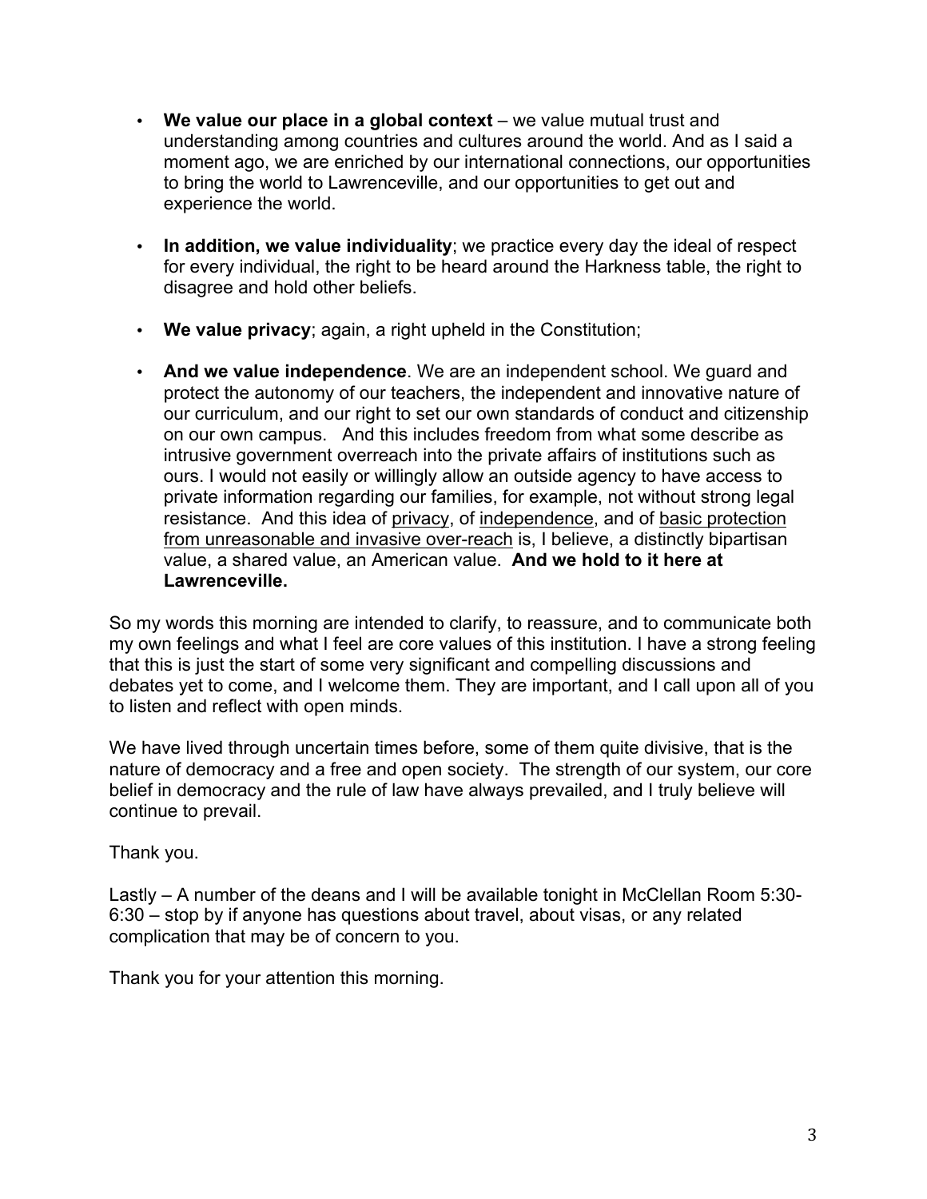- **We value our place in a global context** – we value mutual trust and understanding among countries and cultures around the world. And as I said a moment ago, we are enriched by our international connections, our opportunities to bring the world to Lawrenceville, and our opportunities to get out and experience the world.

- **In addition, we value individuality**; we practice every day the ideal of respect for every individual, the right to be heard around the Harkness table, the right to disagree and hold other beliefs.

- **We value privacy**; again, a right upheld in the Constitution;

- **And we value independence**. We are an independent school. We guard and protect the autonomy of our teachers, the independent and innovative nature of our curriculum, and our right to set our own standards of conduct and citizenship on our own campus. And this includes freedom from what some describe as intrusive government overreach into the private affairs of institutions such as ours. I would not easily or willingly allow an outside agency to have access to private information regarding our families, for example, not without strong legal resistance. And this idea of <u>privacy</u>, of <u>independence</u>, and of <u>basic protection from unreasonable and invasive over-reach</u> is, I believe, a distinctly bipartisan value, a shared value, an American value. **And we hold to it here at Lawrenceville.**

So my words this morning are intended to clarify, to reassure, and to communicate both my own feelings and what I feel are core values of this institution. I have a strong feeling that this is just the start of some very significant and compelling discussions and debates yet to come, and I welcome them. They are important, and I call upon all of you to listen and reflect with open minds.

We have lived through uncertain times before, some of them quite divisive, that is the nature of democracy and a free and open society. The strength of our system, our core belief in democracy and the rule of law have always prevailed, and I truly believe will continue to prevail.

Thank you.

Lastly – A number of the deans and I will be available tonight in McClellan Room 5:30-6:30 – stop by if anyone has questions about travel, about visas, or any related complication that may be of concern to you.

Thank you for your attention this morning.